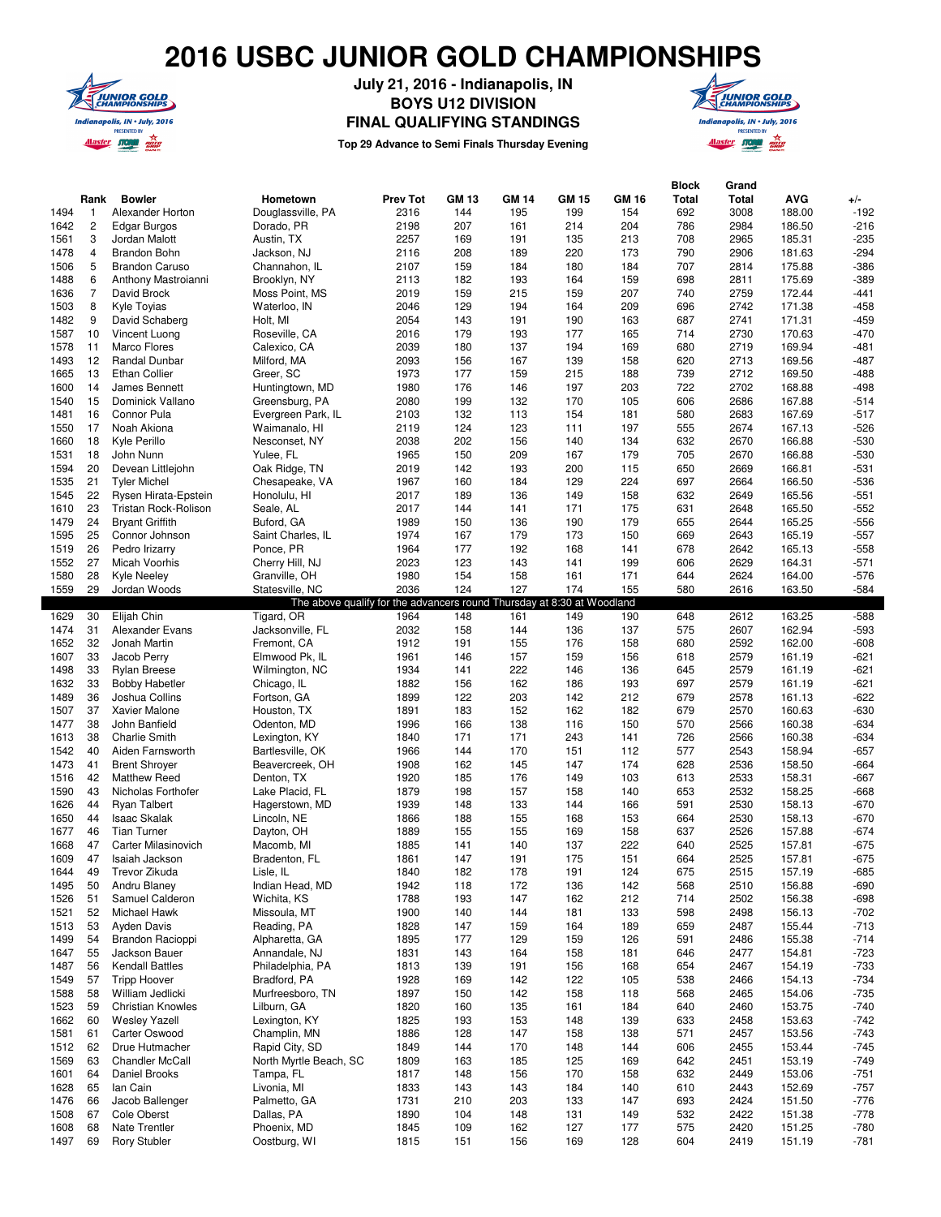# 2016 USBC JUNIOR GOLD CHAMPIONSHIPS

**July 21, 2016 - Indianapolis, IN**
**BOYS U12 DIVISION**
**FINAL QUALIFYING STANDINGS**

**Top 29 Advance to Semi Finals Thursday Evening**

| | Rank | Bowler | Hometown | Prev Tot | GM 13 | GM 14 | GM 15 | GM 16 | Block Total | Grand Total | AVG | +/- |
|---|---|---|---|---|---|---|---|---|---|---|---|---|
| 1494 | 1 | Alexander Horton | Douglassville, PA | 2316 | 144 | 195 | 199 | 154 | 692 | 3008 | 188.00 | -192 |
| 1642 | 2 | Edgar Burgos | Dorado, PR | 2198 | 207 | 161 | 214 | 204 | 786 | 2984 | 186.50 | -216 |
| 1561 | 3 | Jordan Malott | Austin, TX | 2257 | 169 | 191 | 135 | 213 | 708 | 2965 | 185.31 | -235 |
| 1478 | 4 | Brandon Bohn | Jackson, NJ | 2116 | 208 | 189 | 220 | 173 | 790 | 2906 | 181.63 | -294 |
| 1506 | 5 | Brandon Caruso | Channahon, IL | 2107 | 159 | 184 | 180 | 184 | 707 | 2814 | 175.88 | -386 |
| 1488 | 6 | Anthony Mastroianni | Brooklyn, NY | 2113 | 182 | 193 | 164 | 159 | 698 | 2811 | 175.69 | -389 |
| 1636 | 7 | David Brock | Moss Point, MS | 2019 | 159 | 215 | 159 | 207 | 740 | 2759 | 172.44 | -441 |
| 1503 | 8 | Kyle Toyias | Waterloo, IN | 2046 | 129 | 194 | 164 | 209 | 696 | 2742 | 171.38 | -458 |
| 1482 | 9 | David Schaberg | Holt, MI | 2054 | 143 | 191 | 190 | 163 | 687 | 2741 | 171.31 | -459 |
| 1587 | 10 | Vincent Luong | Roseville, CA | 2016 | 179 | 193 | 177 | 165 | 714 | 2730 | 170.63 | -470 |
| 1578 | 11 | Marco Flores | Calexico, CA | 2039 | 180 | 137 | 194 | 169 | 680 | 2719 | 169.94 | -481 |
| 1493 | 12 | Randal Dunbar | Milford, MA | 2093 | 156 | 167 | 139 | 158 | 620 | 2713 | 169.56 | -487 |
| 1665 | 13 | Ethan Collier | Greer, SC | 1973 | 177 | 159 | 215 | 188 | 739 | 2712 | 169.50 | -488 |
| 1600 | 14 | James Bennett | Huntingtown, MD | 1980 | 176 | 146 | 197 | 203 | 722 | 2702 | 168.88 | -498 |
| 1540 | 15 | Dominick Vallano | Greensburg, PA | 2080 | 199 | 132 | 170 | 105 | 606 | 2686 | 167.88 | -514 |
| 1481 | 16 | Connor Pula | Evergreen Park, IL | 2103 | 132 | 113 | 154 | 181 | 580 | 2683 | 167.69 | -517 |
| 1550 | 17 | Noah Akiona | Waimanalo, HI | 2119 | 124 | 123 | 111 | 197 | 555 | 2674 | 167.13 | -526 |
| 1660 | 18 | Kyle Perillo | Nesconset, NY | 2038 | 202 | 156 | 140 | 134 | 632 | 2670 | 166.88 | -530 |
| 1531 | 18 | John Nunn | Yulee, FL | 1965 | 150 | 209 | 167 | 179 | 705 | 2670 | 166.88 | -530 |
| 1594 | 20 | Devean Littlejohn | Oak Ridge, TN | 2019 | 142 | 193 | 200 | 115 | 650 | 2669 | 166.81 | -531 |
| 1535 | 21 | Tyler Michel | Chesapeake, VA | 1967 | 160 | 184 | 129 | 224 | 697 | 2664 | 166.50 | -536 |
| 1545 | 22 | Rysen Hirata-Epstein | Honolulu, HI | 2017 | 189 | 136 | 149 | 158 | 632 | 2649 | 165.56 | -551 |
| 1610 | 23 | Tristan Rock-Rolison | Seale, AL | 2017 | 144 | 141 | 171 | 175 | 631 | 2648 | 165.50 | -552 |
| 1479 | 24 | Bryant Griffith | Buford, GA | 1989 | 150 | 136 | 190 | 179 | 655 | 2644 | 165.25 | -556 |
| 1595 | 25 | Connor Johnson | Saint Charles, IL | 1974 | 167 | 179 | 173 | 150 | 669 | 2643 | 165.19 | -557 |
| 1519 | 26 | Pedro Irizarry | Ponce, PR | 1964 | 177 | 192 | 168 | 141 | 678 | 2642 | 165.13 | -558 |
| 1552 | 27 | Micah Voorhis | Cherry Hill, NJ | 2023 | 123 | 143 | 141 | 199 | 606 | 2629 | 164.31 | -571 |
| 1580 | 28 | Kyle Neeley | Granville, OH | 1980 | 154 | 158 | 161 | 171 | 644 | 2624 | 164.00 | -576 |
| 1559 | 29 | Jordan Woods | Statesville, NC | 2036 | 124 | 127 | 174 | 155 | 580 | 2616 | 163.50 | -584 |
| | | | The above qualify for the advancers round Thursday at 8:30 at Woodland | | | | | | | | | |
| 1629 | 30 | Elijah Chin | Tigard, OR | 1964 | 148 | 161 | 149 | 190 | 648 | 2612 | 163.25 | -588 |
| 1474 | 31 | Alexander Evans | Jacksonville, FL | 2032 | 158 | 144 | 136 | 137 | 575 | 2607 | 162.94 | -593 |
| 1652 | 32 | Jonah Martin | Fremont, CA | 1912 | 191 | 155 | 176 | 158 | 680 | 2592 | 162.00 | -608 |
| 1607 | 33 | Jacob Perry | Elmwood Pk, IL | 1961 | 146 | 157 | 159 | 156 | 618 | 2579 | 161.19 | -621 |
| 1498 | 33 | Rylan Breese | Wilmington, NC | 1934 | 141 | 222 | 146 | 136 | 645 | 2579 | 161.19 | -621 |
| 1632 | 33 | Bobby Habetler | Chicago, IL | 1882 | 156 | 162 | 186 | 193 | 697 | 2579 | 161.19 | -621 |
| 1489 | 36 | Joshua Collins | Fortson, GA | 1899 | 122 | 203 | 142 | 212 | 679 | 2578 | 161.13 | -622 |
| 1507 | 37 | Xavier Malone | Houston, TX | 1891 | 183 | 152 | 162 | 182 | 679 | 2570 | 160.63 | -630 |
| 1477 | 38 | John Banfield | Odenton, MD | 1996 | 166 | 138 | 116 | 150 | 570 | 2566 | 160.38 | -634 |
| 1613 | 38 | Charlie Smith | Lexington, KY | 1840 | 171 | 171 | 243 | 141 | 726 | 2566 | 160.38 | -634 |
| 1542 | 40 | Aiden Farnsworth | Bartlesville, OK | 1966 | 144 | 170 | 151 | 112 | 577 | 2543 | 158.94 | -657 |
| 1473 | 41 | Brent Shroyer | Beavercreek, OH | 1908 | 162 | 145 | 147 | 174 | 628 | 2536 | 158.50 | -664 |
| 1516 | 42 | Matthew Reed | Denton, TX | 1920 | 185 | 176 | 149 | 103 | 613 | 2533 | 158.31 | -667 |
| 1590 | 43 | Nicholas Forthofer | Lake Placid, FL | 1879 | 198 | 157 | 158 | 140 | 653 | 2532 | 158.25 | -668 |
| 1626 | 44 | Ryan Talbert | Hagerstown, MD | 1939 | 148 | 133 | 144 | 166 | 591 | 2530 | 158.13 | -670 |
| 1650 | 44 | Isaac Skalak | Lincoln, NE | 1866 | 188 | 155 | 168 | 153 | 664 | 2530 | 158.13 | -670 |
| 1677 | 46 | Tian Turner | Dayton, OH | 1889 | 155 | 155 | 169 | 158 | 637 | 2526 | 157.88 | -674 |
| 1668 | 47 | Carter Milasinovich | Macomb, MI | 1885 | 141 | 140 | 137 | 222 | 640 | 2525 | 157.81 | -675 |
| 1609 | 47 | Isaiah Jackson | Bradenton, FL | 1861 | 147 | 191 | 175 | 151 | 664 | 2525 | 157.81 | -675 |
| 1644 | 49 | Trevor Zikuda | Lisle, IL | 1840 | 182 | 178 | 191 | 124 | 675 | 2515 | 157.19 | -685 |
| 1495 | 50 | Andru Blaney | Indian Head, MD | 1942 | 118 | 172 | 136 | 142 | 568 | 2510 | 156.88 | -690 |
| 1526 | 51 | Samuel Calderon | Wichita, KS | 1788 | 193 | 147 | 162 | 212 | 714 | 2502 | 156.38 | -698 |
| 1521 | 52 | Michael Hawk | Missoula, MT | 1900 | 140 | 144 | 181 | 133 | 598 | 2498 | 156.13 | -702 |
| 1513 | 53 | Ayden Davis | Reading, PA | 1828 | 147 | 159 | 164 | 189 | 659 | 2487 | 155.44 | -713 |
| 1499 | 54 | Brandon Racioppi | Alpharetta, GA | 1895 | 177 | 129 | 159 | 126 | 591 | 2486 | 155.38 | -714 |
| 1647 | 55 | Jackson Bauer | Annandale, NJ | 1831 | 143 | 164 | 158 | 181 | 646 | 2477 | 154.81 | -723 |
| 1487 | 56 | Kendall Battles | Philadelphia, PA | 1813 | 139 | 191 | 156 | 168 | 654 | 2467 | 154.19 | -733 |
| 1549 | 57 | Tripp Hoover | Bradford, PA | 1928 | 169 | 142 | 122 | 105 | 538 | 2466 | 154.13 | -734 |
| 1588 | 58 | William Jedlicki | Murfreesboro, TN | 1897 | 150 | 142 | 158 | 118 | 568 | 2465 | 154.06 | -735 |
| 1523 | 59 | Christian Knowles | Lilburn, GA | 1820 | 160 | 135 | 161 | 184 | 640 | 2460 | 153.75 | -740 |
| 1662 | 60 | Wesley Yazell | Lexington, KY | 1825 | 193 | 153 | 148 | 139 | 633 | 2458 | 153.63 | -742 |
| 1581 | 61 | Carter Oswood | Champlin, MN | 1886 | 128 | 147 | 158 | 138 | 571 | 2457 | 153.56 | -743 |
| 1512 | 62 | Drue Hutmacher | Rapid City, SD | 1849 | 144 | 170 | 148 | 144 | 606 | 2455 | 153.44 | -745 |
| 1569 | 63 | Chandler McCall | North Myrtle Beach, SC | 1809 | 163 | 185 | 125 | 169 | 642 | 2451 | 153.19 | -749 |
| 1601 | 64 | Daniel Brooks | Tampa, FL | 1817 | 148 | 156 | 170 | 158 | 632 | 2449 | 153.06 | -751 |
| 1628 | 65 | Ian Cain | Livonia, MI | 1833 | 143 | 143 | 184 | 140 | 610 | 2443 | 152.69 | -757 |
| 1476 | 66 | Jacob Ballenger | Palmetto, GA | 1731 | 210 | 203 | 133 | 147 | 693 | 2424 | 151.50 | -776 |
| 1508 | 67 | Cole Oberst | Dallas, PA | 1890 | 104 | 148 | 131 | 149 | 532 | 2422 | 151.38 | -778 |
| 1608 | 68 | Nate Trentler | Phoenix, MD | 1845 | 109 | 162 | 127 | 177 | 575 | 2420 | 151.25 | -780 |
| 1497 | 69 | Rory Stubler | Oostburg, WI | 1815 | 151 | 156 | 169 | 128 | 604 | 2419 | 151.19 | -781 |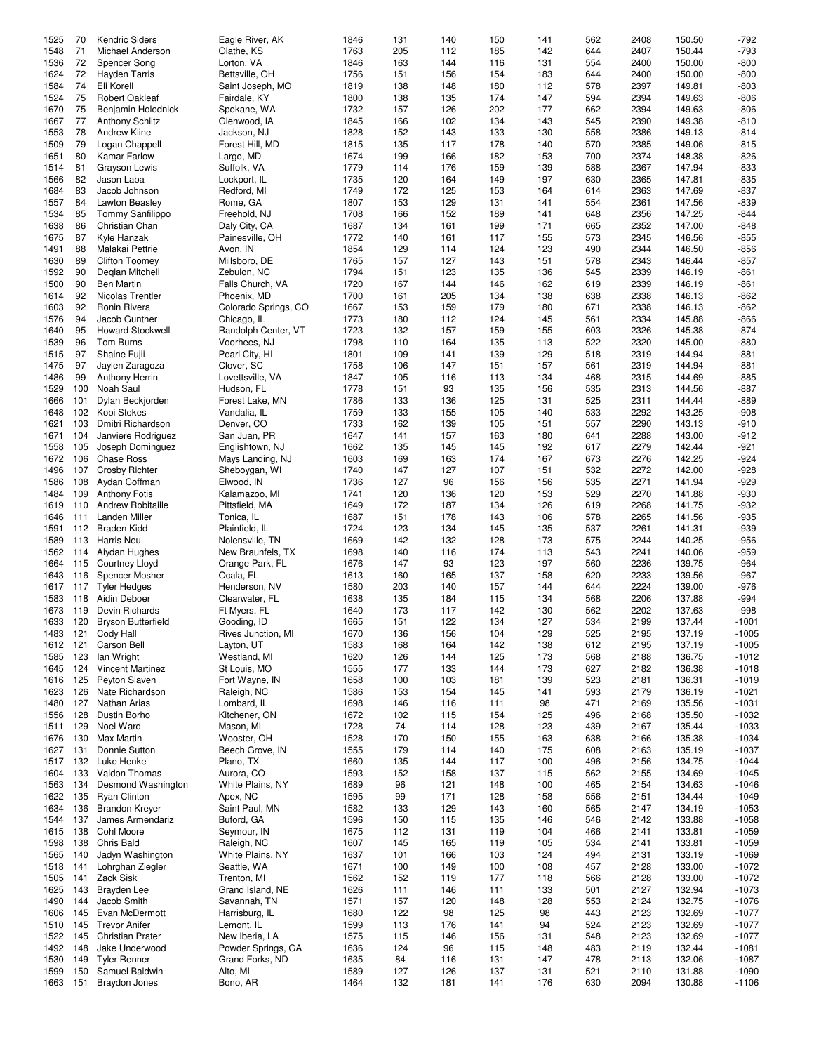| | | | | | | | | | | | | |
|---|---|---|---|---|---|---|---|---|---|---|---|---|
| 1525 | 70 | Kendric Siders | Eagle River, AK | 1846 | 131 | 140 | 150 | 141 | 562 | 2408 | 150.50 | -792 |
| 1548 | 71 | Michael Anderson | Olathe, KS | 1763 | 205 | 112 | 185 | 142 | 644 | 2407 | 150.44 | -793 |
| 1536 | 72 | Spencer Song | Lorton, VA | 1846 | 163 | 144 | 116 | 131 | 554 | 2400 | 150.00 | -800 |
| 1624 | 72 | Hayden Tarris | Bettsville, OH | 1756 | 151 | 156 | 154 | 183 | 644 | 2400 | 150.00 | -800 |
| 1584 | 74 | Eli Korell | Saint Joseph, MO | 1819 | 138 | 148 | 180 | 112 | 578 | 2397 | 149.81 | -803 |
| 1524 | 75 | Robert Oakleaf | Fairdale, KY | 1800 | 138 | 135 | 174 | 147 | 594 | 2394 | 149.63 | -806 |
| 1670 | 75 | Benjamin Holodnick | Spokane, WA | 1732 | 157 | 126 | 202 | 177 | 662 | 2394 | 149.63 | -806 |
| 1667 | 77 | Anthony Schiltz | Glenwood, IA | 1845 | 166 | 102 | 134 | 143 | 545 | 2390 | 149.38 | -810 |
| 1553 | 78 | Andrew Kline | Jackson, NJ | 1828 | 152 | 143 | 133 | 130 | 558 | 2386 | 149.13 | -814 |
| 1509 | 79 | Logan Chappell | Forest Hill, MD | 1815 | 135 | 117 | 178 | 140 | 570 | 2385 | 149.06 | -815 |
| 1651 | 80 | Kamar Farlow | Largo, MD | 1674 | 199 | 166 | 182 | 153 | 700 | 2374 | 148.38 | -826 |
| 1514 | 81 | Grayson Lewis | Suffolk, VA | 1779 | 114 | 176 | 159 | 139 | 588 | 2367 | 147.94 | -833 |
| 1566 | 82 | Jason Laba | Lockport, IL | 1735 | 120 | 164 | 149 | 197 | 630 | 2365 | 147.81 | -835 |
| 1684 | 83 | Jacob Johnson | Redford, MI | 1749 | 172 | 125 | 153 | 164 | 614 | 2363 | 147.69 | -837 |
| 1557 | 84 | Lawton Beasley | Rome, GA | 1807 | 153 | 129 | 131 | 141 | 554 | 2361 | 147.56 | -839 |
| 1534 | 85 | Tommy Sanfilippo | Freehold, NJ | 1708 | 166 | 152 | 189 | 141 | 648 | 2356 | 147.25 | -844 |
| 1638 | 86 | Christian Chan | Daly City, CA | 1687 | 134 | 161 | 199 | 171 | 665 | 2352 | 147.00 | -848 |
| 1675 | 87 | Kyle Hanzak | Painesville, OH | 1772 | 140 | 161 | 117 | 155 | 573 | 2345 | 146.56 | -855 |
| 1491 | 88 | Malakai Pettrie | Avon, IN | 1854 | 129 | 114 | 124 | 123 | 490 | 2344 | 146.50 | -856 |
| 1630 | 89 | Clifton Toomey | Millsboro, DE | 1765 | 157 | 127 | 143 | 151 | 578 | 2343 | 146.44 | -857 |
| 1592 | 90 | Deqlan Mitchell | Zebulon, NC | 1794 | 151 | 123 | 135 | 136 | 545 | 2339 | 146.19 | -861 |
| 1500 | 90 | Ben Martin | Falls Church, VA | 1720 | 167 | 144 | 146 | 162 | 619 | 2339 | 146.19 | -861 |
| 1614 | 92 | Nicolas Trentler | Phoenix, MD | 1700 | 161 | 205 | 134 | 138 | 638 | 2338 | 146.13 | -862 |
| 1603 | 92 | Ronin Rivera | Colorado Springs, CO | 1667 | 153 | 159 | 179 | 180 | 671 | 2338 | 146.13 | -862 |
| 1576 | 94 | Jacob Gunther | Chicago, IL | 1773 | 180 | 112 | 124 | 145 | 561 | 2334 | 145.88 | -866 |
| 1640 | 95 | Howard Stockwell | Randolph Center, VT | 1723 | 132 | 157 | 159 | 155 | 603 | 2326 | 145.38 | -874 |
| 1539 | 96 | Tom Burns | Voorhees, NJ | 1798 | 110 | 164 | 135 | 113 | 522 | 2320 | 145.00 | -880 |
| 1515 | 97 | Shaine Fujii | Pearl City, HI | 1801 | 109 | 141 | 139 | 129 | 518 | 2319 | 144.94 | -881 |
| 1475 | 97 | Jaylen Zaragoza | Clover, SC | 1758 | 106 | 147 | 151 | 157 | 561 | 2319 | 144.94 | -881 |
| 1486 | 99 | Anthony Herrin | Lovettsville, VA | 1847 | 105 | 116 | 113 | 134 | 468 | 2315 | 144.69 | -885 |
| 1529 | 100 | Noah Saul | Hudson, FL | 1778 | 151 | 93 | 135 | 156 | 535 | 2313 | 144.56 | -887 |
| 1666 | 101 | Dylan Beckjorden | Forest Lake, MN | 1786 | 133 | 136 | 125 | 131 | 525 | 2311 | 144.44 | -889 |
| 1648 | 102 | Kobi Stokes | Vandalia, IL | 1759 | 133 | 155 | 105 | 140 | 533 | 2292 | 143.25 | -908 |
| 1621 | 103 | Dmitri Richardson | Denver, CO | 1733 | 162 | 139 | 105 | 151 | 557 | 2290 | 143.13 | -910 |
| 1671 | 104 | Janviere Rodriguez | San Juan, PR | 1647 | 141 | 157 | 163 | 180 | 641 | 2288 | 143.00 | -912 |
| 1558 | 105 | Joseph Dominguez | Englishtown, NJ | 1662 | 135 | 145 | 145 | 192 | 617 | 2279 | 142.44 | -921 |
| 1672 | 106 | Chase Ross | Mays Landing, NJ | 1603 | 169 | 163 | 174 | 167 | 673 | 2276 | 142.25 | -924 |
| 1496 | 107 | Crosby Richter | Sheboygan, WI | 1740 | 147 | 127 | 107 | 151 | 532 | 2272 | 142.00 | -928 |
| 1586 | 108 | Aydan Coffman | Elwood, IN | 1736 | 127 | 96 | 156 | 156 | 535 | 2271 | 141.94 | -929 |
| 1484 | 109 | Anthony Fotis | Kalamazoo, MI | 1741 | 120 | 136 | 120 | 153 | 529 | 2270 | 141.88 | -930 |
| 1619 | 110 | Andrew Robitaille | Pittsfield, MA | 1649 | 172 | 187 | 134 | 126 | 619 | 2268 | 141.75 | -932 |
| 1646 | 111 | Landen Miller | Tonica, IL | 1687 | 151 | 178 | 143 | 106 | 578 | 2265 | 141.56 | -935 |
| 1591 | 112 | Braden Kidd | Plainfield, IL | 1724 | 123 | 134 | 145 | 135 | 537 | 2261 | 141.31 | -939 |
| 1589 | 113 | Harris Neu | Nolensville, TN | 1669 | 142 | 132 | 128 | 173 | 575 | 2244 | 140.25 | -956 |
| 1562 | 114 | Aiydan Hughes | New Braunfels, TX | 1698 | 140 | 116 | 174 | 113 | 543 | 2241 | 140.06 | -959 |
| 1664 | 115 | Courtney Lloyd | Orange Park, FL | 1676 | 147 | 93 | 123 | 197 | 560 | 2236 | 139.75 | -964 |
| 1643 | 116 | Spencer Mosher | Ocala, FL | 1613 | 160 | 165 | 137 | 158 | 620 | 2233 | 139.56 | -967 |
| 1617 | 117 | Tyler Hedges | Henderson, NV | 1580 | 203 | 140 | 157 | 144 | 644 | 2224 | 139.00 | -976 |
| 1583 | 118 | Aidin Deboer | Clearwater, FL | 1638 | 135 | 184 | 115 | 134 | 568 | 2206 | 137.88 | -994 |
| 1673 | 119 | Devin Richards | Ft Myers, FL | 1640 | 173 | 117 | 142 | 130 | 562 | 2202 | 137.63 | -998 |
| 1633 | 120 | Bryson Butterfield | Gooding, ID | 1665 | 151 | 122 | 134 | 127 | 534 | 2199 | 137.44 | -1001 |
| 1483 | 121 | Cody Hall | Rives Junction, MI | 1670 | 136 | 156 | 104 | 129 | 525 | 2195 | 137.19 | -1005 |
| 1612 | 121 | Carson Bell | Layton, UT | 1583 | 168 | 164 | 142 | 138 | 612 | 2195 | 137.19 | -1005 |
| 1585 | 123 | Ian Wright | Westland, MI | 1620 | 126 | 144 | 125 | 173 | 568 | 2188 | 136.75 | -1012 |
| 1645 | 124 | Vincent Martinez | St Louis, MO | 1555 | 177 | 133 | 144 | 173 | 627 | 2182 | 136.38 | -1018 |
| 1616 | 125 | Peyton Slaven | Fort Wayne, IN | 1658 | 100 | 103 | 181 | 139 | 523 | 2181 | 136.31 | -1019 |
| 1623 | 126 | Nate Richardson | Raleigh, NC | 1586 | 153 | 154 | 145 | 141 | 593 | 2179 | 136.19 | -1021 |
| 1480 | 127 | Nathan Arias | Lombard, IL | 1698 | 146 | 116 | 111 | 98 | 471 | 2169 | 135.56 | -1031 |
| 1556 | 128 | Dustin Borho | Kitchener, ON | 1672 | 102 | 115 | 154 | 125 | 496 | 2168 | 135.50 | -1032 |
| 1511 | 129 | Noel Ward | Mason, MI | 1728 | 74 | 114 | 128 | 123 | 439 | 2167 | 135.44 | -1033 |
| 1676 | 130 | Max Martin | Wooster, OH | 1528 | 170 | 150 | 155 | 163 | 638 | 2166 | 135.38 | -1034 |
| 1627 | 131 | Donnie Sutton | Beech Grove, IN | 1555 | 179 | 114 | 140 | 175 | 608 | 2163 | 135.19 | -1037 |
| 1517 | 132 | Luke Henke | Plano, TX | 1660 | 135 | 144 | 117 | 100 | 496 | 2156 | 134.75 | -1044 |
| 1604 | 133 | Valdon Thomas | Aurora, CO | 1593 | 152 | 158 | 137 | 115 | 562 | 2155 | 134.69 | -1045 |
| 1563 | 134 | Desmond Washington | White Plains, NY | 1689 | 96 | 121 | 148 | 100 | 465 | 2154 | 134.63 | -1046 |
| 1622 | 135 | Ryan Clinton | Apex, NC | 1595 | 99 | 171 | 128 | 158 | 556 | 2151 | 134.44 | -1049 |
| 1634 | 136 | Brandon Kreyer | Saint Paul, MN | 1582 | 133 | 129 | 143 | 160 | 565 | 2147 | 134.19 | -1053 |
| 1544 | 137 | James Armendariz | Buford, GA | 1596 | 150 | 115 | 135 | 146 | 546 | 2142 | 133.88 | -1058 |
| 1615 | 138 | Cohl Moore | Seymour, IN | 1675 | 112 | 131 | 119 | 104 | 466 | 2141 | 133.81 | -1059 |
| 1598 | 138 | Chris Bald | Raleigh, NC | 1607 | 145 | 165 | 119 | 105 | 534 | 2141 | 133.81 | -1059 |
| 1565 | 140 | Jadyn Washington | White Plains, NY | 1637 | 101 | 166 | 103 | 124 | 494 | 2131 | 133.19 | -1069 |
| 1518 | 141 | Lohrghan Ziegler | Seattle, WA | 1671 | 100 | 149 | 100 | 108 | 457 | 2128 | 133.00 | -1072 |
| 1505 | 141 | Zack Sisk | Trenton, MI | 1562 | 152 | 119 | 177 | 118 | 566 | 2128 | 133.00 | -1072 |
| 1625 | 143 | Brayden Lee | Grand Island, NE | 1626 | 111 | 146 | 111 | 133 | 501 | 2127 | 132.94 | -1073 |
| 1490 | 144 | Jacob Smith | Savannah, TN | 1571 | 157 | 120 | 148 | 128 | 553 | 2124 | 132.75 | -1076 |
| 1606 | 145 | Evan McDermott | Harrisburg, IL | 1680 | 122 | 98 | 125 | 98 | 443 | 2123 | 132.69 | -1077 |
| 1510 | 145 | Trevor Anifer | Lemont, IL | 1599 | 113 | 176 | 141 | 94 | 524 | 2123 | 132.69 | -1077 |
| 1522 | 145 | Christian Prater | New Iberia, LA | 1575 | 115 | 146 | 156 | 131 | 548 | 2123 | 132.69 | -1077 |
| 1492 | 148 | Jake Underwood | Powder Springs, GA | 1636 | 124 | 96 | 115 | 148 | 483 | 2119 | 132.44 | -1081 |
| 1530 | 149 | Tyler Renner | Grand Forks, ND | 1635 | 84 | 116 | 131 | 147 | 478 | 2113 | 132.06 | -1087 |
| 1599 | 150 | Samuel Baldwin | Alto, MI | 1589 | 127 | 126 | 137 | 131 | 521 | 2110 | 131.88 | -1090 |
| 1663 | 151 | Braydon Jones | Bono, AR | 1464 | 132 | 181 | 141 | 176 | 630 | 2094 | 130.88 | -1106 |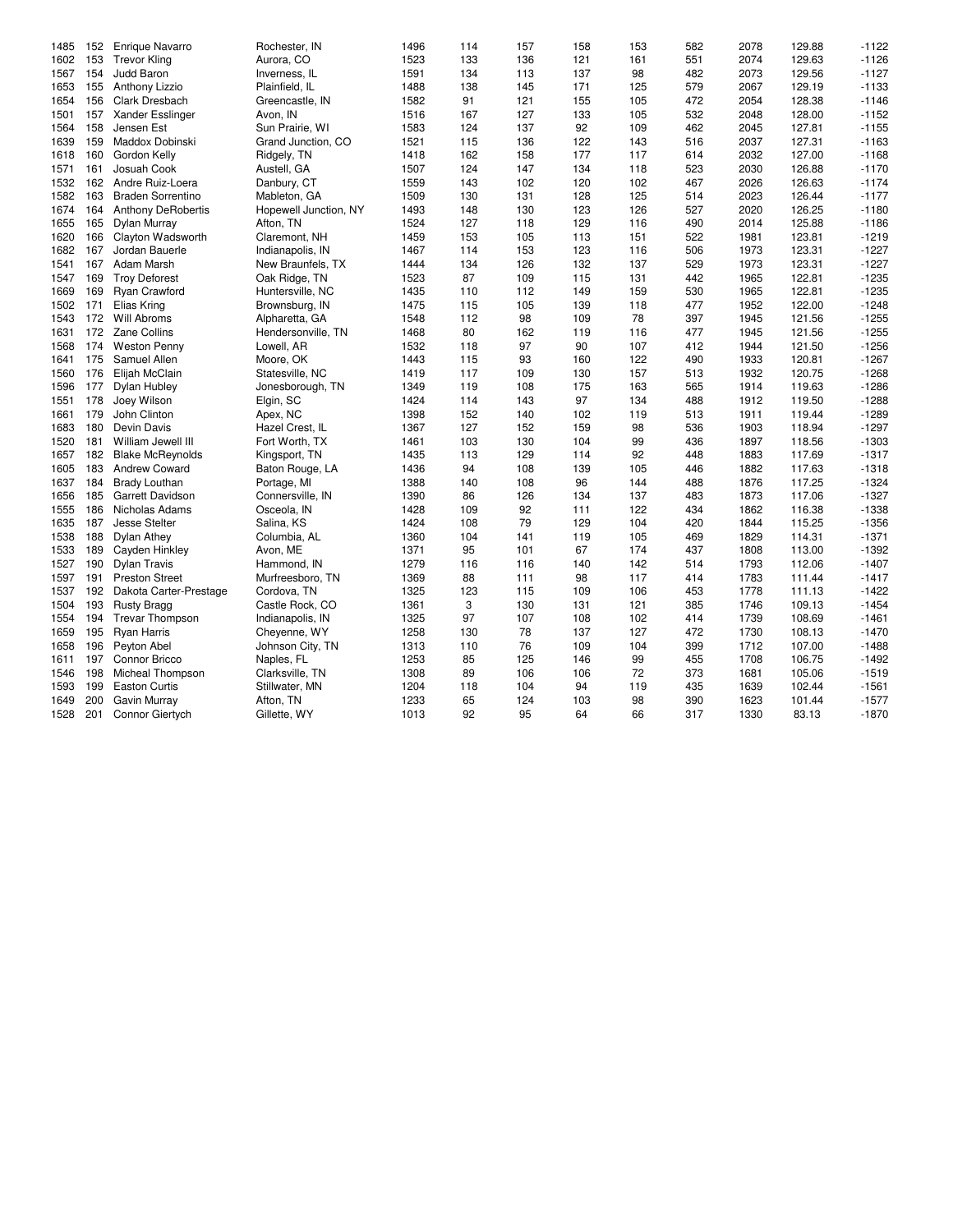| | | | | | | | | | | | | |
|---|---|---|---|---|---|---|---|---|---|---|---|---|
| 1485 | 152 | Enrique Navarro | Rochester, IN | 1496 | 114 | 157 | 158 | 153 | 582 | 2078 | 129.88 | -1122 |
| 1602 | 153 | Trevor Kling | Aurora, CO | 1523 | 133 | 136 | 121 | 161 | 551 | 2074 | 129.63 | -1126 |
| 1567 | 154 | Judd Baron | Inverness, IL | 1591 | 134 | 113 | 137 | 98 | 482 | 2073 | 129.56 | -1127 |
| 1653 | 155 | Anthony Lizzio | Plainfield, IL | 1488 | 138 | 145 | 171 | 125 | 579 | 2067 | 129.19 | -1133 |
| 1654 | 156 | Clark Dresbach | Greencastle, IN | 1582 | 91 | 121 | 155 | 105 | 472 | 2054 | 128.38 | -1146 |
| 1501 | 157 | Xander Esslinger | Avon, IN | 1516 | 167 | 127 | 133 | 105 | 532 | 2048 | 128.00 | -1152 |
| 1564 | 158 | Jensen Est | Sun Prairie, WI | 1583 | 124 | 137 | 92 | 109 | 462 | 2045 | 127.81 | -1155 |
| 1639 | 159 | Maddox Dobinski | Grand Junction, CO | 1521 | 115 | 136 | 122 | 143 | 516 | 2037 | 127.31 | -1163 |
| 1618 | 160 | Gordon Kelly | Ridgely, TN | 1418 | 162 | 158 | 177 | 117 | 614 | 2032 | 127.00 | -1168 |
| 1571 | 161 | Josuah Cook | Austell, GA | 1507 | 124 | 147 | 134 | 118 | 523 | 2030 | 126.88 | -1170 |
| 1532 | 162 | Andre Ruiz-Loera | Danbury, CT | 1559 | 143 | 102 | 120 | 102 | 467 | 2026 | 126.63 | -1174 |
| 1582 | 163 | Braden Sorrentino | Mableton, GA | 1509 | 130 | 131 | 128 | 125 | 514 | 2023 | 126.44 | -1177 |
| 1674 | 164 | Anthony DeRobertis | Hopewell Junction, NY | 1493 | 148 | 130 | 123 | 126 | 527 | 2020 | 126.25 | -1180 |
| 1655 | 165 | Dylan Murray | Afton, TN | 1524 | 127 | 118 | 129 | 116 | 490 | 2014 | 125.88 | -1186 |
| 1620 | 166 | Clayton Wadsworth | Claremont, NH | 1459 | 153 | 105 | 113 | 151 | 522 | 1981 | 123.81 | -1219 |
| 1682 | 167 | Jordan Bauerle | Indianapolis, IN | 1467 | 114 | 153 | 123 | 116 | 506 | 1973 | 123.31 | -1227 |
| 1541 | 167 | Adam Marsh | New Braunfels, TX | 1444 | 134 | 126 | 132 | 137 | 529 | 1973 | 123.31 | -1227 |
| 1547 | 169 | Troy Deforest | Oak Ridge, TN | 1523 | 87 | 109 | 115 | 131 | 442 | 1965 | 122.81 | -1235 |
| 1669 | 169 | Ryan Crawford | Huntersville, NC | 1435 | 110 | 112 | 149 | 159 | 530 | 1965 | 122.81 | -1235 |
| 1502 | 171 | Elias Kring | Brownsburg, IN | 1475 | 115 | 105 | 139 | 118 | 477 | 1952 | 122.00 | -1248 |
| 1543 | 172 | Will Abroms | Alpharetta, GA | 1548 | 112 | 98 | 109 | 78 | 397 | 1945 | 121.56 | -1255 |
| 1631 | 172 | Zane Collins | Hendersonville, TN | 1468 | 80 | 162 | 119 | 116 | 477 | 1945 | 121.56 | -1255 |
| 1568 | 174 | Weston Penny | Lowell, AR | 1532 | 118 | 97 | 90 | 107 | 412 | 1944 | 121.50 | -1256 |
| 1641 | 175 | Samuel Allen | Moore, OK | 1443 | 115 | 93 | 160 | 122 | 490 | 1933 | 120.81 | -1267 |
| 1560 | 176 | Elijah McClain | Statesville, NC | 1419 | 117 | 109 | 130 | 157 | 513 | 1932 | 120.75 | -1268 |
| 1596 | 177 | Dylan Hubley | Jonesborough, TN | 1349 | 119 | 108 | 175 | 163 | 565 | 1914 | 119.63 | -1286 |
| 1551 | 178 | Joey Wilson | Elgin, SC | 1424 | 114 | 143 | 97 | 134 | 488 | 1912 | 119.50 | -1288 |
| 1661 | 179 | John Clinton | Apex, NC | 1398 | 152 | 140 | 102 | 119 | 513 | 1911 | 119.44 | -1289 |
| 1683 | 180 | Devin Davis | Hazel Crest, IL | 1367 | 127 | 152 | 159 | 98 | 536 | 1903 | 118.94 | -1297 |
| 1520 | 181 | William Jewell III | Fort Worth, TX | 1461 | 103 | 130 | 104 | 99 | 436 | 1897 | 118.56 | -1303 |
| 1657 | 182 | Blake McReynolds | Kingsport, TN | 1435 | 113 | 129 | 114 | 92 | 448 | 1883 | 117.69 | -1317 |
| 1605 | 183 | Andrew Coward | Baton Rouge, LA | 1436 | 94 | 108 | 139 | 105 | 446 | 1882 | 117.63 | -1318 |
| 1637 | 184 | Brady Louthan | Portage, MI | 1388 | 140 | 108 | 96 | 144 | 488 | 1876 | 117.25 | -1324 |
| 1656 | 185 | Garrett Davidson | Connersville, IN | 1390 | 86 | 126 | 134 | 137 | 483 | 1873 | 117.06 | -1327 |
| 1555 | 186 | Nicholas Adams | Osceola, IN | 1428 | 109 | 92 | 111 | 122 | 434 | 1862 | 116.38 | -1338 |
| 1635 | 187 | Jesse Stelter | Salina, KS | 1424 | 108 | 79 | 129 | 104 | 420 | 1844 | 115.25 | -1356 |
| 1538 | 188 | Dylan Athey | Columbia, AL | 1360 | 104 | 141 | 119 | 105 | 469 | 1829 | 114.31 | -1371 |
| 1533 | 189 | Cayden Hinkley | Avon, ME | 1371 | 95 | 101 | 67 | 174 | 437 | 1808 | 113.00 | -1392 |
| 1527 | 190 | Dylan Travis | Hammond, IN | 1279 | 116 | 116 | 140 | 142 | 514 | 1793 | 112.06 | -1407 |
| 1597 | 191 | Preston Street | Murfreesboro, TN | 1369 | 88 | 111 | 98 | 117 | 414 | 1783 | 111.44 | -1417 |
| 1537 | 192 | Dakota Carter-Prestage | Cordova, TN | 1325 | 123 | 115 | 109 | 106 | 453 | 1778 | 111.13 | -1422 |
| 1504 | 193 | Rusty Bragg | Castle Rock, CO | 1361 | 3 | 130 | 131 | 121 | 385 | 1746 | 109.13 | -1454 |
| 1554 | 194 | Trevar Thompson | Indianapolis, IN | 1325 | 97 | 107 | 108 | 102 | 414 | 1739 | 108.69 | -1461 |
| 1659 | 195 | Ryan Harris | Cheyenne, WY | 1258 | 130 | 78 | 137 | 127 | 472 | 1730 | 108.13 | -1470 |
| 1658 | 196 | Peyton Abel | Johnson City, TN | 1313 | 110 | 76 | 109 | 104 | 399 | 1712 | 107.00 | -1488 |
| 1611 | 197 | Connor Bricco | Naples, FL | 1253 | 85 | 125 | 146 | 99 | 455 | 1708 | 106.75 | -1492 |
| 1546 | 198 | Micheal Thompson | Clarksville, TN | 1308 | 89 | 106 | 106 | 72 | 373 | 1681 | 105.06 | -1519 |
| 1593 | 199 | Easton Curtis | Stillwater, MN | 1204 | 118 | 104 | 94 | 119 | 435 | 1639 | 102.44 | -1561 |
| 1649 | 200 | Gavin Murray | Afton, TN | 1233 | 65 | 124 | 103 | 98 | 390 | 1623 | 101.44 | -1577 |
| 1528 | 201 | Connor Giertych | Gillette, WY | 1013 | 92 | 95 | 64 | 66 | 317 | 1330 | 83.13 | -1870 |